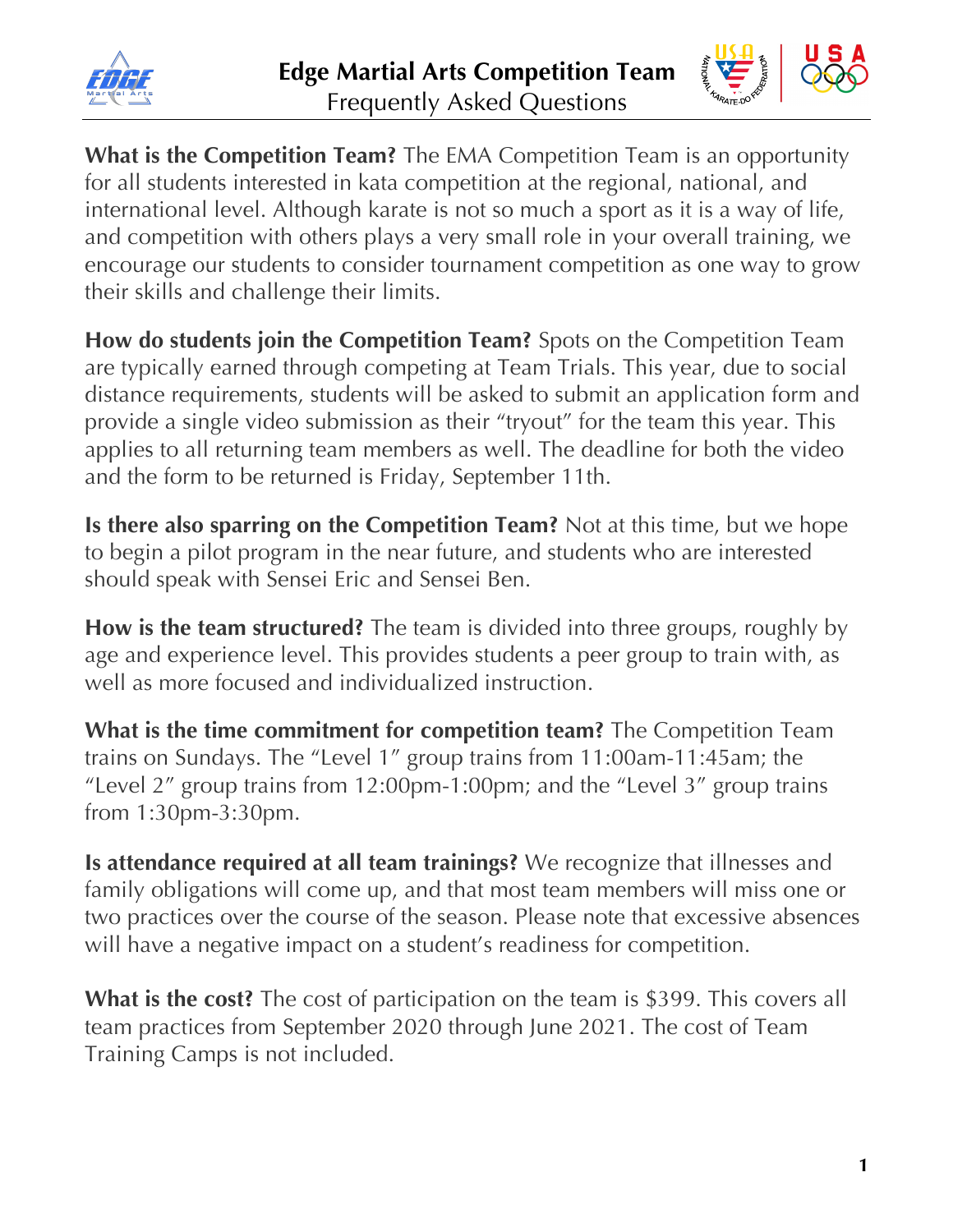# Edge Martial Arts Competition Team

## Frequently Asked Questions

**What is the Competition Team?** The EMA Competition Team is an opportunity for all students interested in kata competition at the regional, national, and international level. Although karate is not so much a sport as it is a way of life, and competition with others plays a very small role in your overall training, we encourage our students to consider tournament competition as one way to grow their skills and challenge their limits.

**How do students join the Competition Team?** Spots on the Competition Team are typically earned through competing at Team Trials. This year, due to social distance requirements, students will be asked to submit an application form and provide a single video submission as their "tryout" for the team this year. This applies to all returning team members as well. The deadline for both the video and the form to be returned is Friday, September 11th.

**Is there also sparring on the Competition Team?** Not at this time, but we hope to begin a pilot program in the near future, and students who are interested should speak with Sensei Eric and Sensei Ben.

**How is the team structured?** The team is divided into three groups, roughly by age and experience level. This provides students a peer group to train with, as well as more focused and individualized instruction.

**What is the time commitment for competition team?** The Competition Team trains on Sundays. The "Level 1" group trains from 11:00am-11:45am; the "Level 2" group trains from 12:00pm-1:00pm; and the "Level 3" group trains from 1:30pm-3:30pm.

**Is attendance required at all team trainings?** We recognize that illnesses and family obligations will come up, and that most team members will miss one or two practices over the course of the season. Please note that excessive absences will have a negative impact on a student's readiness for competition.

**What is the cost?** The cost of participation on the team is $399. This covers all team practices from September 2020 through June 2021. The cost of Team Training Camps is not included.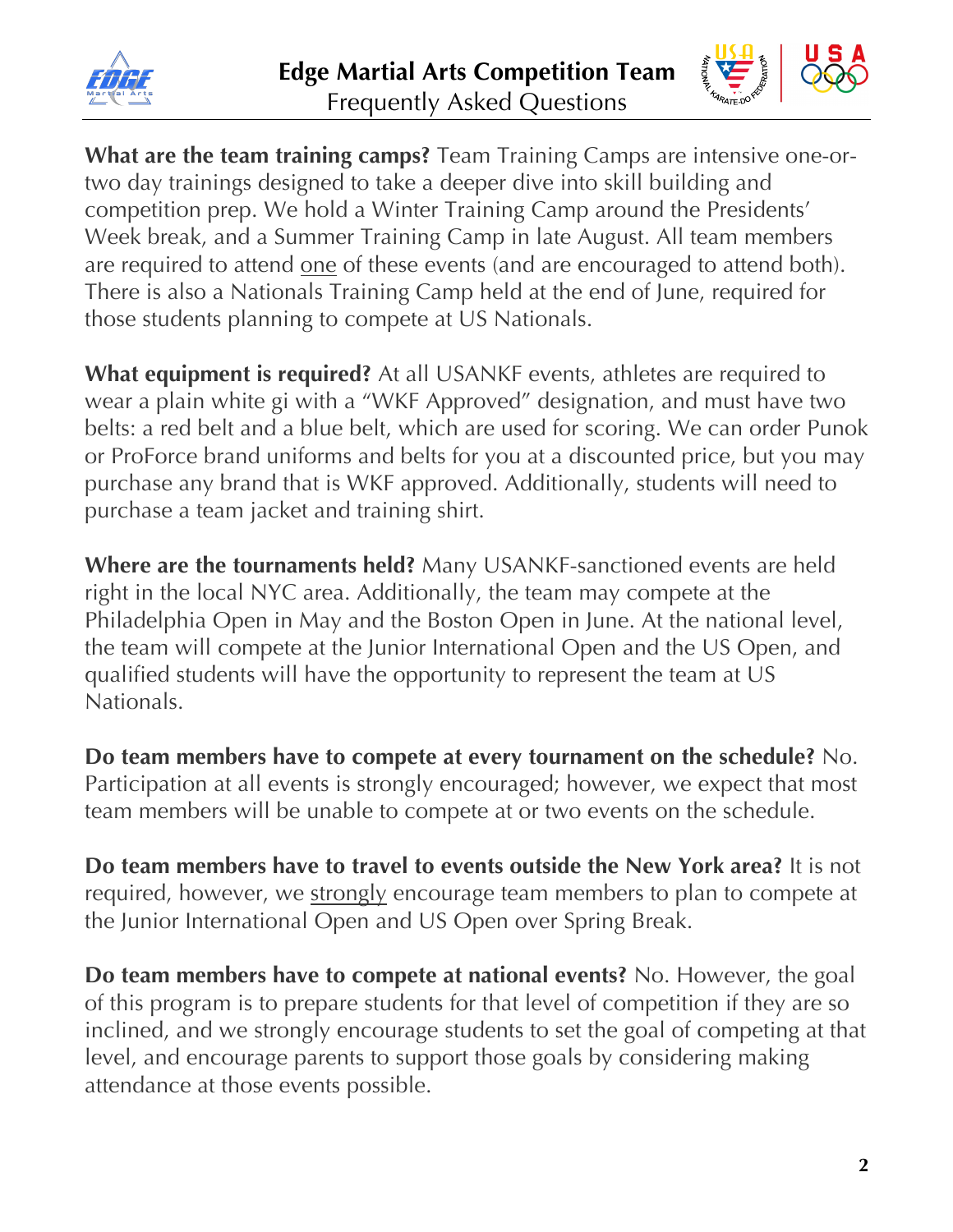**What are the team training camps?** Team Training Camps are intensive one-or-two day trainings designed to take a deeper dive into skill building and competition prep. We hold a Winter Training Camp around the Presidents' Week break, and a Summer Training Camp in late August. All team members are required to attend <u>one</u> of these events (and are encouraged to attend both). There is also a Nationals Training Camp held at the end of June, required for those students planning to compete at US Nationals.

**What equipment is required?** At all USANKF events, athletes are required to wear a plain white gi with a "WKF Approved" designation, and must have two belts: a red belt and a blue belt, which are used for scoring. We can order Punok or ProForce brand uniforms and belts for you at a discounted price, but you may purchase any brand that is WKF approved. Additionally, students will need to purchase a team jacket and training shirt.

**Where are the tournaments held?** Many USANKF-sanctioned events are held right in the local NYC area. Additionally, the team may compete at the Philadelphia Open in May and the Boston Open in June. At the national level, the team will compete at the Junior International Open and the US Open, and qualified students will have the opportunity to represent the team at US Nationals.

**Do team members have to compete at every tournament on the schedule?** No. Participation at all events is strongly encouraged; however, we expect that most team members will be unable to compete at or two events on the schedule.

**Do team members have to travel to events outside the New York area?** It is not required, however, we <u>strongly</u> encourage team members to plan to compete at the Junior International Open and US Open over Spring Break.

**Do team members have to compete at national events?** No. However, the goal of this program is to prepare students for that level of competition if they are so inclined, and we strongly encourage students to set the goal of competing at that level, and encourage parents to support those goals by considering making attendance at those events possible.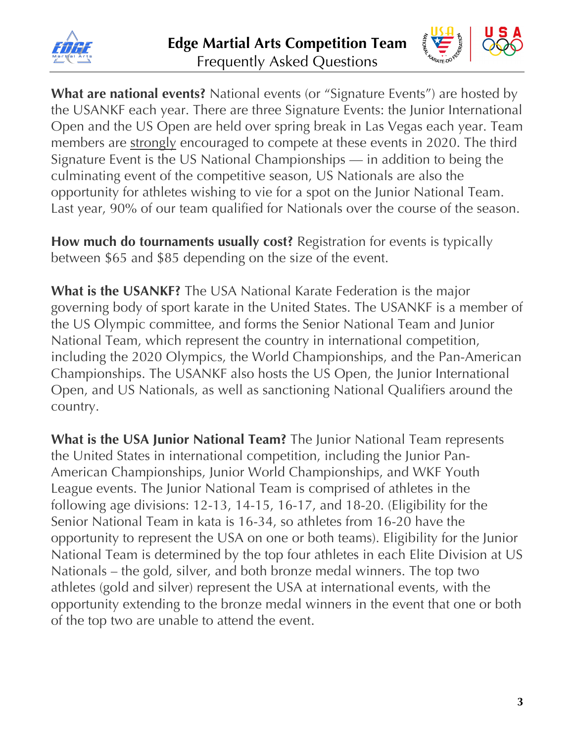**What are national events?** National events (or "Signature Events") are hosted by the USANKF each year. There are three Signature Events: the Junior International Open and the US Open are held over spring break in Las Vegas each year. Team members are strongly encouraged to compete at these events in 2020. The third Signature Event is the US National Championships — in addition to being the culminating event of the competitive season, US Nationals are also the opportunity for athletes wishing to vie for a spot on the Junior National Team. Last year, 90% of our team qualified for Nationals over the course of the season.

**How much do tournaments usually cost?** Registration for events is typically between $65 and $85 depending on the size of the event.

**What is the USANKF?** The USA National Karate Federation is the major governing body of sport karate in the United States. The USANKF is a member of the US Olympic committee, and forms the Senior National Team and Junior National Team, which represent the country in international competition, including the 2020 Olympics, the World Championships, and the Pan-American Championships. The USANKF also hosts the US Open, the Junior International Open, and US Nationals, as well as sanctioning National Qualifiers around the country.

**What is the USA Junior National Team?** The Junior National Team represents the United States in international competition, including the Junior Pan-American Championships, Junior World Championships, and WKF Youth League events. The Junior National Team is comprised of athletes in the following age divisions: 12-13, 14-15, 16-17, and 18-20. (Eligibility for the Senior National Team in kata is 16-34, so athletes from 16-20 have the opportunity to represent the USA on one or both teams). Eligibility for the Junior National Team is determined by the top four athletes in each Elite Division at US Nationals – the gold, silver, and both bronze medal winners. The top two athletes (gold and silver) represent the USA at international events, with the opportunity extending to the bronze medal winners in the event that one or both of the top two are unable to attend the event.